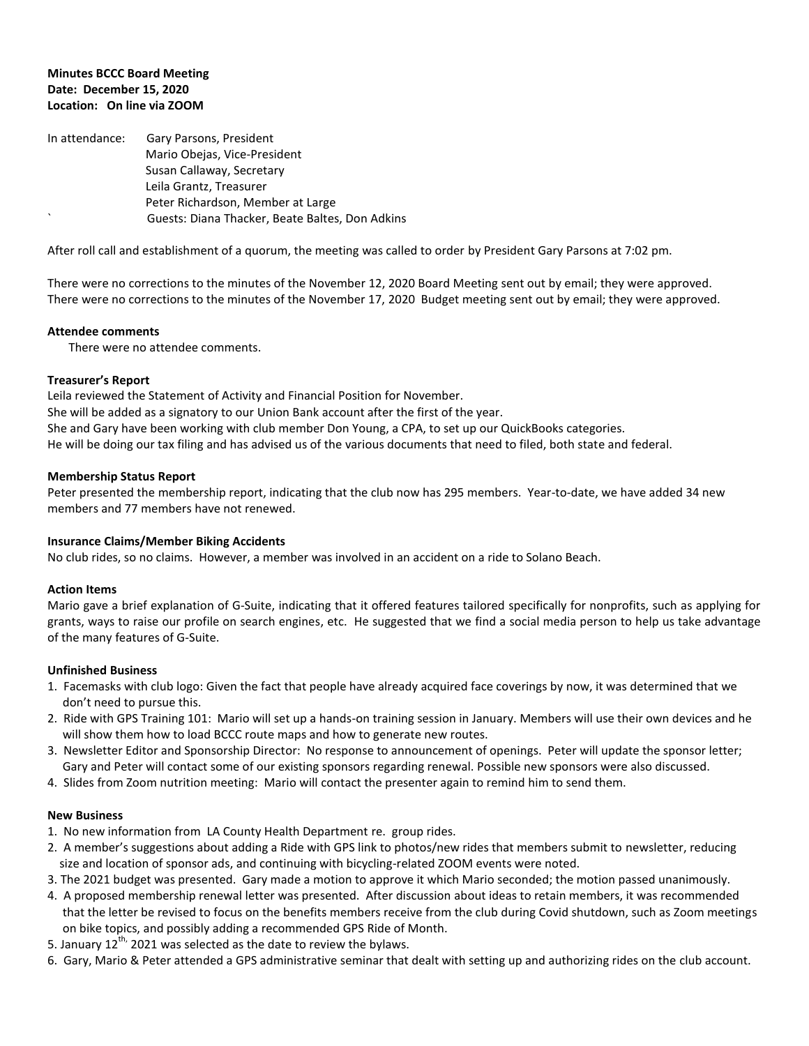**Minutes BCCC Board Meeting**
**Date: December 15, 2020**
**Location: On line via ZOOM**

In attendance: Gary Parsons, President
Mario Obejas, Vice-President
Susan Callaway, Secretary
Leila Grantz, Treasurer
Peter Richardson, Member at Large
` Guests: Diana Thacker, Beate Baltes, Don Adkins

After roll call and establishment of a quorum, the meeting was called to order by President Gary Parsons at 7:02 pm.

There were no corrections to the minutes of the November 12, 2020 Board Meeting sent out by email; they were approved.
There were no corrections to the minutes of the November 17, 2020 Budget meeting sent out by email; they were approved.

**Attendee comments**

There were no attendee comments.

**Treasurer's Report**

Leila reviewed the Statement of Activity and Financial Position for November.
She will be added as a signatory to our Union Bank account after the first of the year.
She and Gary have been working with club member Don Young, a CPA, to set up our QuickBooks categories.
He will be doing our tax filing and has advised us of the various documents that need to filed, both state and federal.

**Membership Status Report**

Peter presented the membership report, indicating that the club now has 295 members. Year-to-date, we have added 34 new members and 77 members have not renewed.

**Insurance Claims/Member Biking Accidents**

No club rides, so no claims. However, a member was involved in an accident on a ride to Solano Beach.

**Action Items**

Mario gave a brief explanation of G-Suite, indicating that it offered features tailored specifically for nonprofits, such as applying for grants, ways to raise our profile on search engines, etc. He suggested that we find a social media person to help us take advantage of the many features of G-Suite.

**Unfinished Business**

1. Facemasks with club logo: Given the fact that people have already acquired face coverings by now, it was determined that we don't need to pursue this.
2. Ride with GPS Training 101: Mario will set up a hands-on training session in January. Members will use their own devices and he will show them how to load BCCC route maps and how to generate new routes.
3. Newsletter Editor and Sponsorship Director: No response to announcement of openings. Peter will update the sponsor letter; Gary and Peter will contact some of our existing sponsors regarding renewal. Possible new sponsors were also discussed.
4. Slides from Zoom nutrition meeting: Mario will contact the presenter again to remind him to send them.

**New Business**

1. No new information from LA County Health Department re. group rides.
2. A member's suggestions about adding a Ride with GPS link to photos/new rides that members submit to newsletter, reducing size and location of sponsor ads, and continuing with bicycling-related ZOOM events were noted.
3. The 2021 budget was presented. Gary made a motion to approve it which Mario seconded; the motion passed unanimously.
4. A proposed membership renewal letter was presented. After discussion about ideas to retain members, it was recommended that the letter be revised to focus on the benefits members receive from the club during Covid shutdown, such as Zoom meetings on bike topics, and possibly adding a recommended GPS Ride of Month.
5. January 12th, 2021 was selected as the date to review the bylaws.
6. Gary, Mario & Peter attended a GPS administrative seminar that dealt with setting up and authorizing rides on the club account.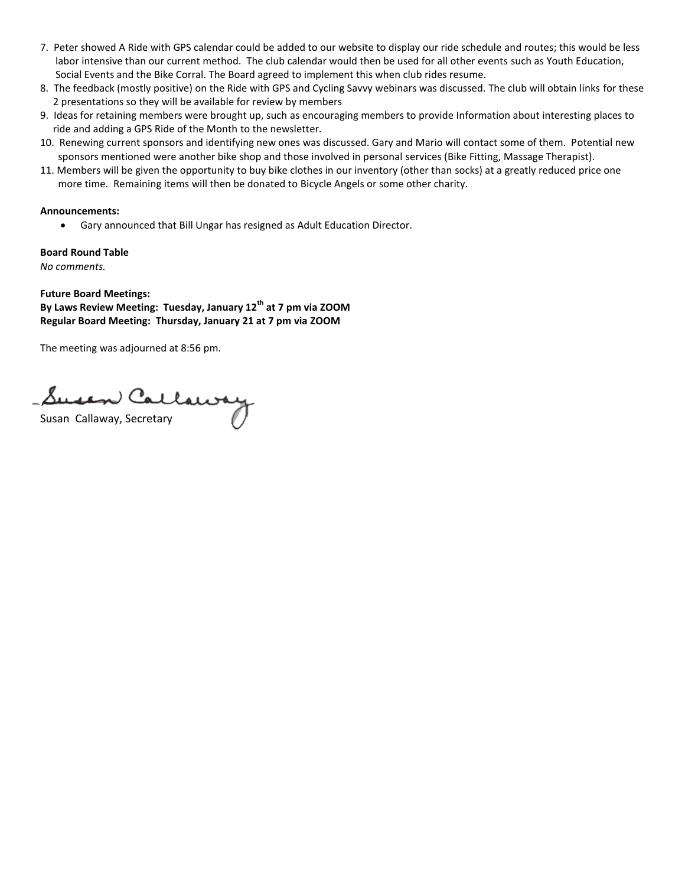7. Peter showed A Ride with GPS calendar could be added to our website to display our ride schedule and routes; this would be less labor intensive than our current method. The club calendar would then be used for all other events such as Youth Education, Social Events and the Bike Corral. The Board agreed to implement this when club rides resume.
8. The feedback (mostly positive) on the Ride with GPS and Cycling Savvy webinars was discussed. The club will obtain links for these 2 presentations so they will be available for review by members
9. Ideas for retaining members were brought up, such as encouraging members to provide Information about interesting places to ride and adding a GPS Ride of the Month to the newsletter.
10. Renewing current sponsors and identifying new ones was discussed. Gary and Mario will contact some of them. Potential new sponsors mentioned were another bike shop and those involved in personal services (Bike Fitting, Massage Therapist).
11. Members will be given the opportunity to buy bike clothes in our inventory (other than socks) at a greatly reduced price one more time. Remaining items will then be donated to Bicycle Angels or some other charity.

**Announcements:**

- Gary announced that Bill Ungar has resigned as Adult Education Director.

**Board Round Table**

*No comments.*

**Future Board Meetings:**
**By Laws Review Meeting: Tuesday, January 12th at 7 pm via ZOOM**
**Regular Board Meeting: Thursday, January 21 at 7 pm via ZOOM**

The meeting was adjourned at 8:56 pm.

Susan Callaway

Susan Callaway, Secretary